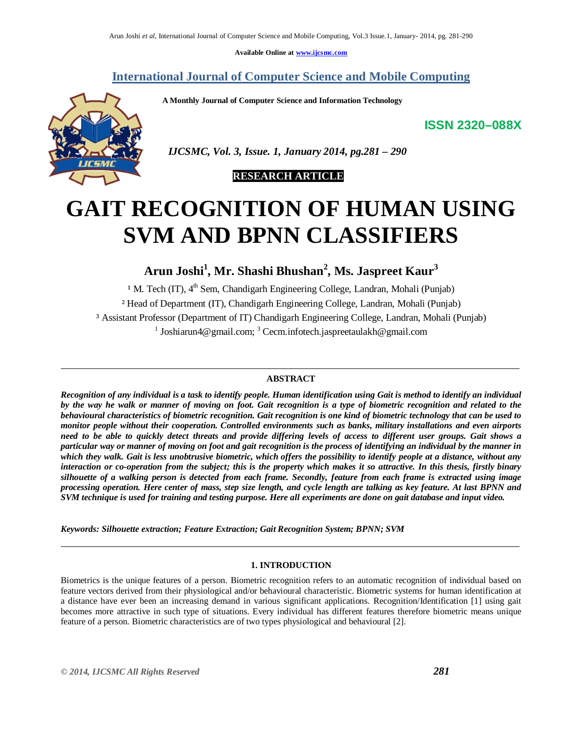Available Online at www.ijcsmc.com

# International Journal of Computer Science and Mobile Computing

**A Monthly Journal of Computer Science and Information Technology**

**ISSN 2320–088X**

*IJCSMC, Vol. 3, Issue. 1, January 2014, pg.281 – 290*

**RESEARCH ARTICLE**

# GAIT RECOGNITION OF HUMAN USING SVM AND BPNN CLASSIFIERS

**Arun Joshi[1], Mr. Shashi Bhushan[2], Ms. Jaspreet Kaur[3]**

[1] M. Tech (IT), 4th Sem, Chandigarh Engineering College, Landran, Mohali (Punjab)

[2] Head of Department (IT), Chandigarh Engineering College, Landran, Mohali (Punjab)

[3] Assistant Professor (Department of IT) Chandigarh Engineering College, Landran, Mohali (Punjab)

[1] Joshiarun4@gmail.com; [3] Cecm.infotech.jaspreetaulakh@gmail.com

---

## ABSTRACT

***Recognition of any individual is a task to identify people. Human identification using Gait is method to identify an individual by the way he walk or manner of moving on foot. Gait recognition is a type of biometric recognition and related to the behavioural characteristics of biometric recognition. Gait recognition is one kind of biometric technology that can be used to monitor people without their cooperation. Controlled environments such as banks, military installations and even airports need to be able to quickly detect threats and provide differing levels of access to different user groups. Gait shows a particular way or manner of moving on foot and gait recognition is the process of identifying an individual by the manner in which they walk. Gait is less unobtrusive biometric, which offers the possibility to identify people at a distance, without any interaction or co-operation from the subject; this is the property which makes it so attractive. In this thesis, firstly binary silhouette of a walking person is detected from each frame. Secondly, feature from each frame is extracted using image processing operation. Here center of mass, step size length, and cycle length are talking as key feature. At last BPNN and SVM technique is used for training and testing purpose. Here all experiments are done on gait database and input video.***

***Keywords: Silhouette extraction; Feature Extraction; Gait Recognition System; BPNN; SVM***

---

## 1. INTRODUCTION

Biometrics is the unique features of a person. Biometric recognition refers to an automatic recognition of individual based on feature vectors derived from their physiological and/or behavioural characteristic. Biometric systems for human identification at a distance have ever been an increasing demand in various significant applications. Recognition/Identification [1] using gait becomes more attractive in such type of situations. Every individual has different features therefore biometric means unique feature of a person. Biometric characteristics are of two types physiological and behavioural [2].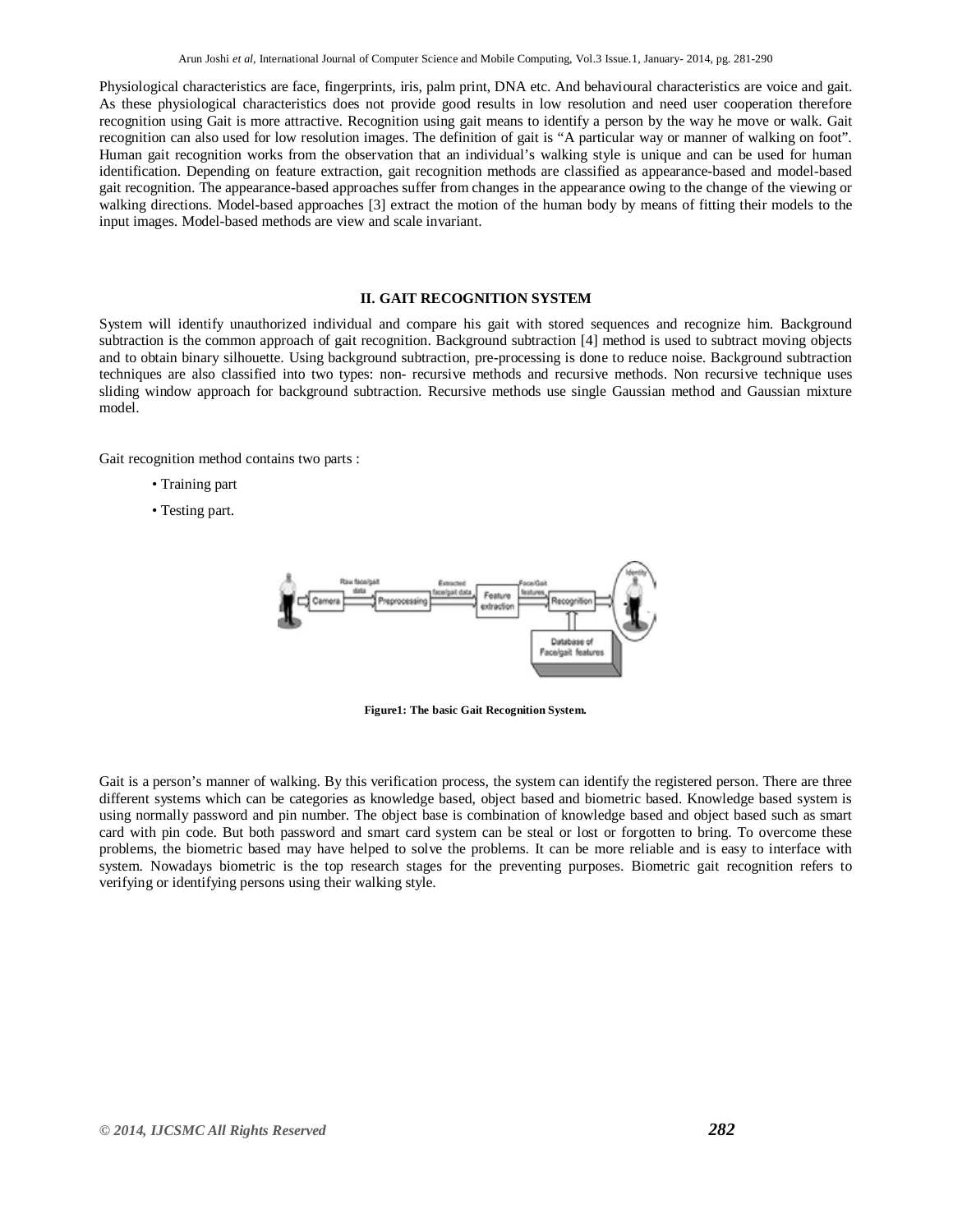Physiological characteristics are face, fingerprints, iris, palm print, DNA etc. And behavioural characteristics are voice and gait. As these physiological characteristics does not provide good results in low resolution and need user cooperation therefore recognition using Gait is more attractive. Recognition using gait means to identify a person by the way he move or walk. Gait recognition can also used for low resolution images. The definition of gait is "A particular way or manner of walking on foot". Human gait recognition works from the observation that an individual's walking style is unique and can be used for human identification. Depending on feature extraction, gait recognition methods are classified as appearance-based and model-based gait recognition. The appearance-based approaches suffer from changes in the appearance owing to the change of the viewing or walking directions. Model-based approaches [3] extract the motion of the human body by means of fitting their models to the input images. Model-based methods are view and scale invariant.

## II. GAIT RECOGNITION SYSTEM

System will identify unauthorized individual and compare his gait with stored sequences and recognize him. Background subtraction is the common approach of gait recognition. Background subtraction [4] method is used to subtract moving objects and to obtain binary silhouette. Using background subtraction, pre-processing is done to reduce noise. Background subtraction techniques are also classified into two types: non- recursive methods and recursive methods. Non recursive technique uses sliding window approach for background subtraction. Recursive methods use single Gaussian method and Gaussian mixture model.

Gait recognition method contains two parts :

- Training part
- Testing part.

**Figure1: The basic Gait Recognition System.**

Gait is a person's manner of walking. By this verification process, the system can identify the registered person. There are three different systems which can be categories as knowledge based, object based and biometric based. Knowledge based system is using normally password and pin number. The object base is combination of knowledge based and object based such as smart card with pin code. But both password and smart card system can be steal or lost or forgotten to bring. To overcome these problems, the biometric based may have helped to solve the problems. It can be more reliable and is easy to interface with system. Nowadays biometric is the top research stages for the preventing purposes. Biometric gait recognition refers to verifying or identifying persons using their walking style.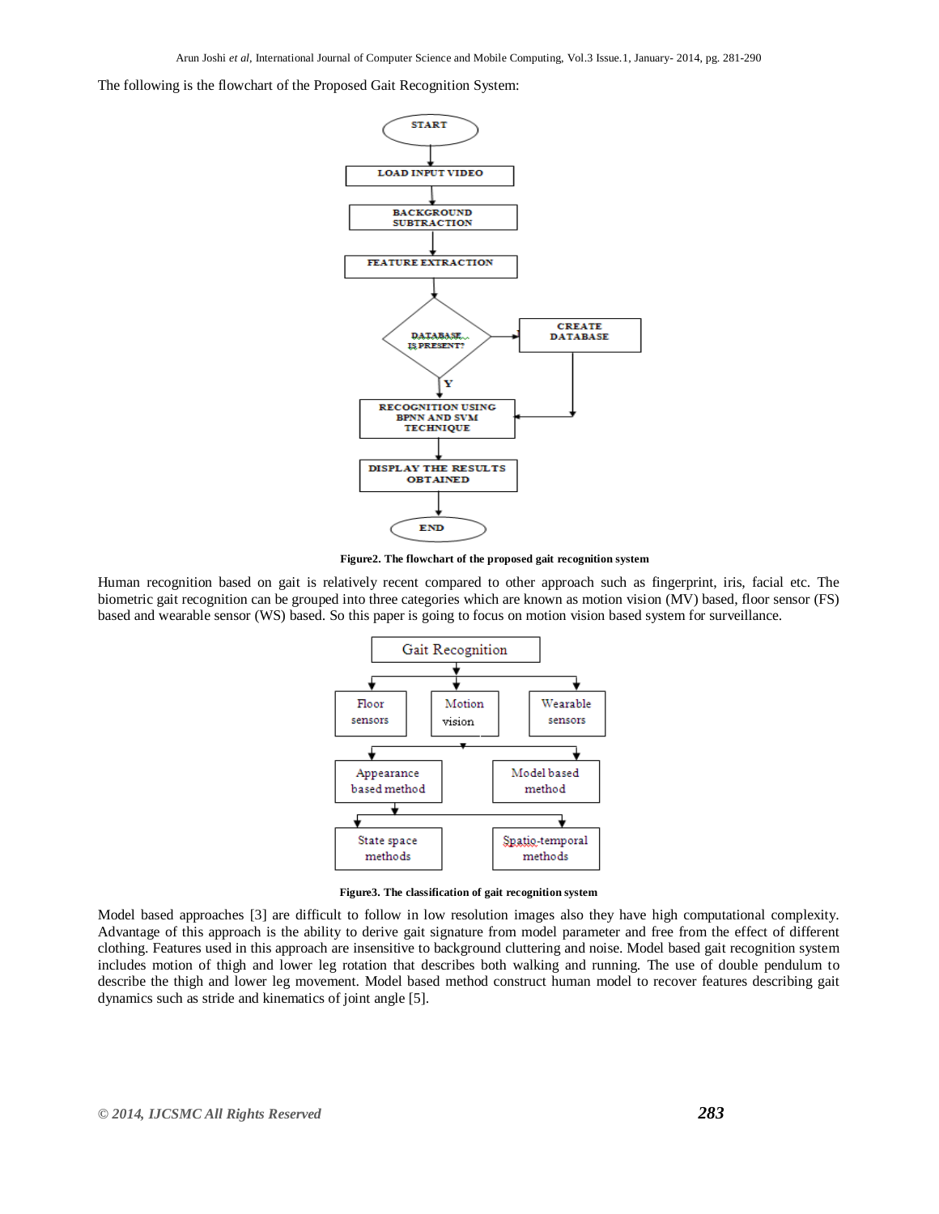The following is the flowchart of the Proposed Gait Recognition System:

**Figure2. The flowchart of the proposed gait recognition system**

Human recognition based on gait is relatively recent compared to other approach such as fingerprint, iris, facial etc. The biometric gait recognition can be grouped into three categories which are known as motion vision (MV) based, floor sensor (FS) based and wearable sensor (WS) based. So this paper is going to focus on motion vision based system for surveillance.

**Figure3. The classification of gait recognition system**

Model based approaches [3] are difficult to follow in low resolution images also they have high computational complexity. Advantage of this approach is the ability to derive gait signature from model parameter and free from the effect of different clothing. Features used in this approach are insensitive to background cluttering and noise. Model based gait recognition system includes motion of thigh and lower leg rotation that describes both walking and running. The use of double pendulum to describe the thigh and lower leg movement. Model based method construct human model to recover features describing gait dynamics such as stride and kinematics of joint angle [5].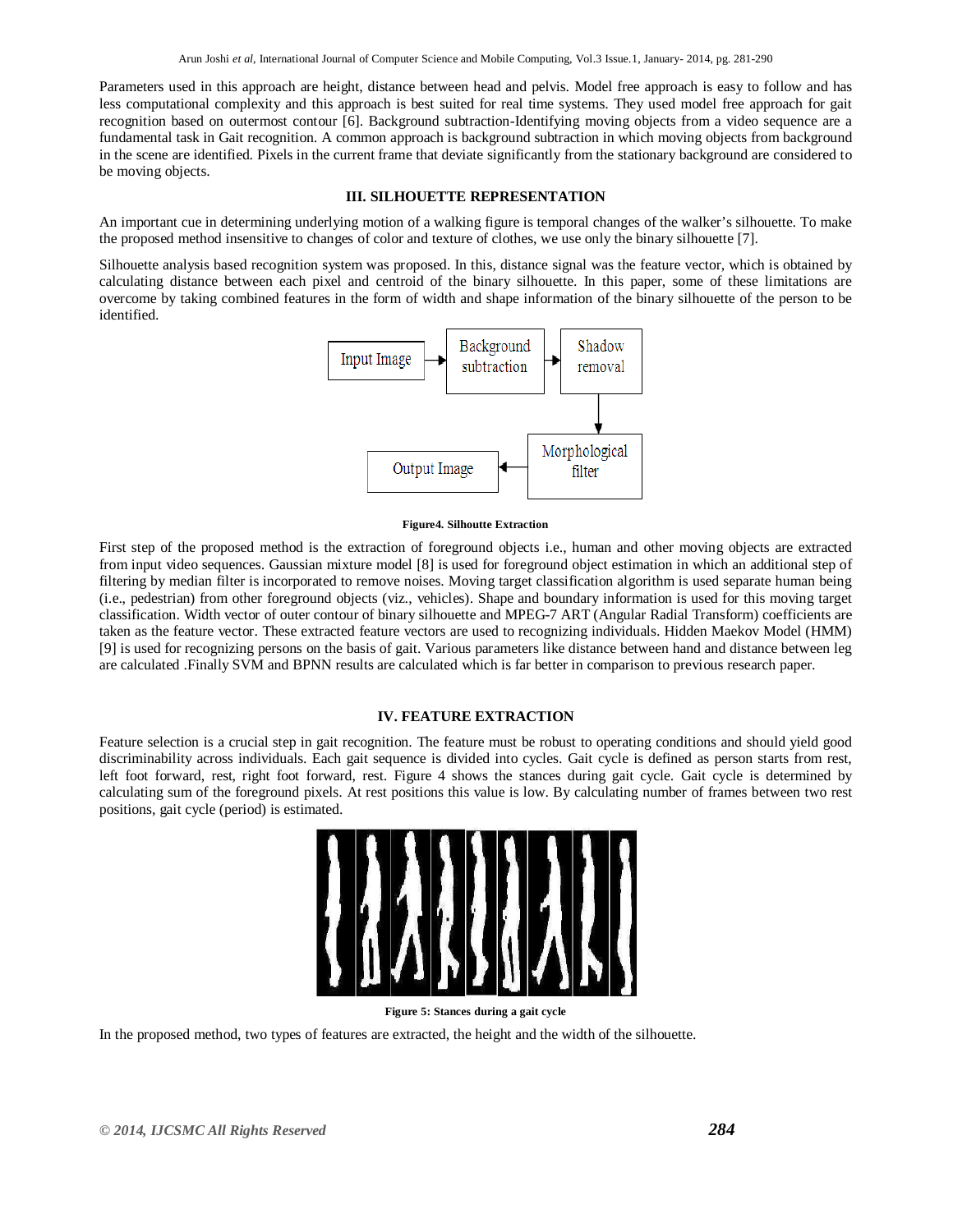Parameters used in this approach are height, distance between head and pelvis. Model free approach is easy to follow and has less computational complexity and this approach is best suited for real time systems. They used model free approach for gait recognition based on outermost contour [6]. Background subtraction-Identifying moving objects from a video sequence are a fundamental task in Gait recognition. A common approach is background subtraction in which moving objects from background in the scene are identified. Pixels in the current frame that deviate significantly from the stationary background are considered to be moving objects.

## III. SILHOUETTE REPRESENTATION

An important cue in determining underlying motion of a walking figure is temporal changes of the walker's silhouette. To make the proposed method insensitive to changes of color and texture of clothes, we use only the binary silhouette [7].

Silhouette analysis based recognition system was proposed. In this, distance signal was the feature vector, which is obtained by calculating distance between each pixel and centroid of the binary silhouette. In this paper, some of these limitations are overcome by taking combined features in the form of width and shape information of the binary silhouette of the person to be identified.

Input Image → Background subtraction → Shadow removal → Morphological filter → Output Image

**Figure4. Silhoutte Extraction**

First step of the proposed method is the extraction of foreground objects i.e., human and other moving objects are extracted from input video sequences. Gaussian mixture model [8] is used for foreground object estimation in which an additional step of filtering by median filter is incorporated to remove noises. Moving target classification algorithm is used separate human being (i.e., pedestrian) from other foreground objects (viz., vehicles). Shape and boundary information is used for this moving target classification. Width vector of outer contour of binary silhouette and MPEG-7 ART (Angular Radial Transform) coefficients are taken as the feature vector. These extracted feature vectors are used to recognizing individuals. Hidden Maekov Model (HMM) [9] is used for recognizing persons on the basis of gait. Various parameters like distance between hand and distance between leg are calculated .Finally SVM and BPNN results are calculated which is far better in comparison to previous research paper.

## IV. FEATURE EXTRACTION

Feature selection is a crucial step in gait recognition. The feature must be robust to operating conditions and should yield good discriminability across individuals. Each gait sequence is divided into cycles. Gait cycle is defined as person starts from rest, left foot forward, rest, right foot forward, rest. Figure 4 shows the stances during gait cycle. Gait cycle is determined by calculating sum of the foreground pixels. At rest positions this value is low. By calculating number of frames between two rest positions, gait cycle (period) is estimated.

**Figure 5: Stances during a gait cycle**

In the proposed method, two types of features are extracted, the height and the width of the silhouette.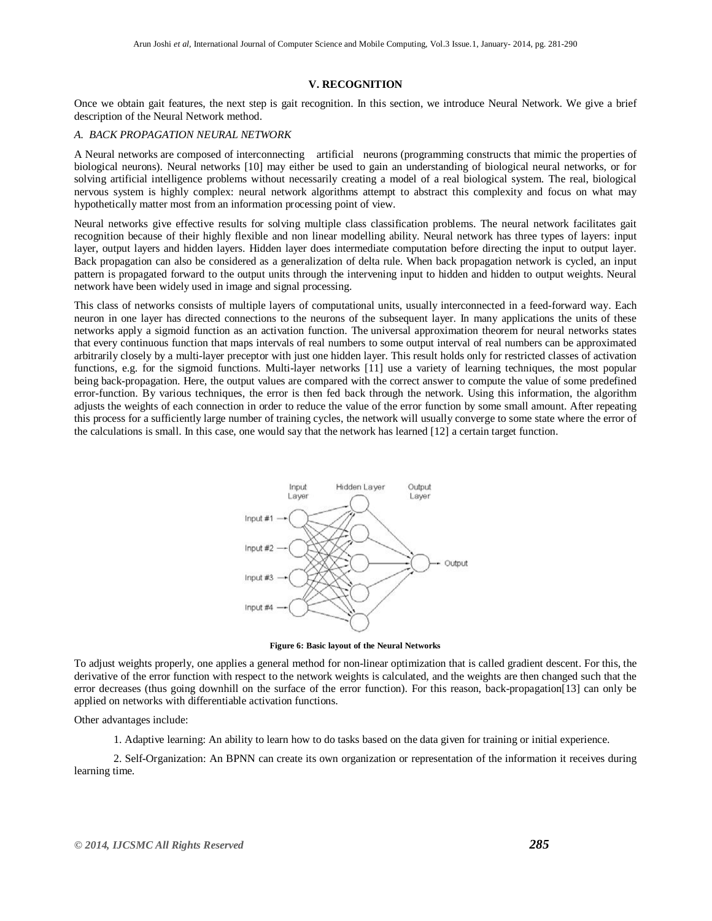### V. RECOGNITION

Once we obtain gait features, the next step is gait recognition. In this section, we introduce Neural Network. We give a brief description of the Neural Network method.

*A. BACK PROPAGATION NEURAL NETWORK*

A Neural networks are composed of interconnecting artificial neurons (programming constructs that mimic the properties of biological neurons). Neural networks [10] may either be used to gain an understanding of biological neural networks, or for solving artificial intelligence problems without necessarily creating a model of a real biological system. The real, biological nervous system is highly complex: neural network algorithms attempt to abstract this complexity and focus on what may hypothetically matter most from an information processing point of view.

Neural networks give effective results for solving multiple class classification problems. The neural network facilitates gait recognition because of their highly flexible and non linear modelling ability. Neural network has three types of layers: input layer, output layers and hidden layers. Hidden layer does intermediate computation before directing the input to output layer. Back propagation can also be considered as a generalization of delta rule. When back propagation network is cycled, an input pattern is propagated forward to the output units through the intervening input to hidden and hidden to output weights. Neural network have been widely used in image and signal processing.

This class of networks consists of multiple layers of computational units, usually interconnected in a feed-forward way. Each neuron in one layer has directed connections to the neurons of the subsequent layer. In many applications the units of these networks apply a sigmoid function as an activation function. The universal approximation theorem for neural networks states that every continuous function that maps intervals of real numbers to some output interval of real numbers can be approximated arbitrarily closely by a multi-layer preceptor with just one hidden layer. This result holds only for restricted classes of activation functions, e.g. for the sigmoid functions. Multi-layer networks [11] use a variety of learning techniques, the most popular being back-propagation. Here, the output values are compared with the correct answer to compute the value of some predefined error-function. By various techniques, the error is then fed back through the network. Using this information, the algorithm adjusts the weights of each connection in order to reduce the value of the error function by some small amount. After repeating this process for a sufficiently large number of training cycles, the network will usually converge to some state where the error of the calculations is small. In this case, one would say that the network has learned [12] a certain target function.

**Figure 6: Basic layout of the Neural Networks**

To adjust weights properly, one applies a general method for non-linear optimization that is called gradient descent. For this, the derivative of the error function with respect to the network weights is calculated, and the weights are then changed such that the error decreases (thus going downhill on the surface of the error function). For this reason, back-propagation[13] can only be applied on networks with differentiable activation functions.

Other advantages include:

1. Adaptive learning: An ability to learn how to do tasks based on the data given for training or initial experience.

2. Self-Organization: An BPNN can create its own organization or representation of the information it receives during learning time.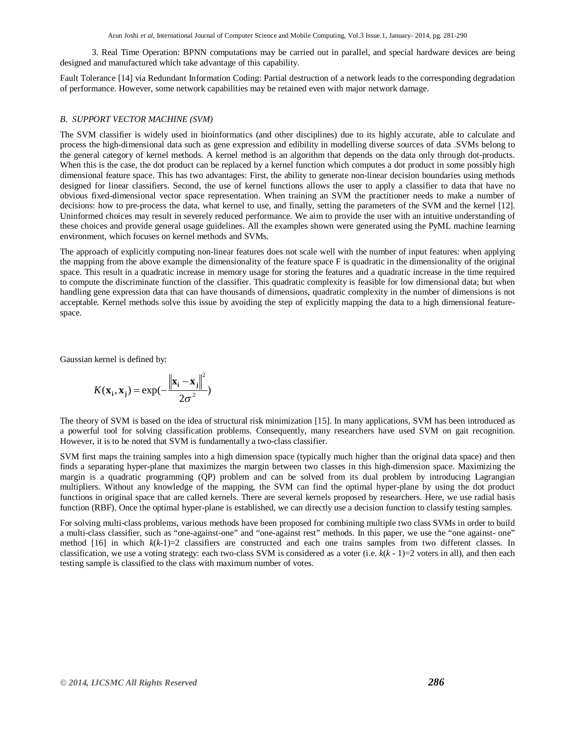3. Real Time Operation: BPNN computations may be carried out in parallel, and special hardware devices are being designed and manufactured which take advantage of this capability.

Fault Tolerance [14] via Redundant Information Coding: Partial destruction of a network leads to the corresponding degradation of performance. However, some network capabilities may be retained even with major network damage.

### *B. SUPPORT VECTOR MACHINE (SVM)*

The SVM classifier is widely used in bioinformatics (and other disciplines) due to its highly accurate, able to calculate and process the high-dimensional data such as gene expression and edibility in modelling diverse sources of data .SVMs belong to the general category of kernel methods. A kernel method is an algorithm that depends on the data only through dot-products. When this is the case, the dot product can be replaced by a kernel function which computes a dot product in some possibly high dimensional feature space. This has two advantages: First, the ability to generate non-linear decision boundaries using methods designed for linear classifiers. Second, the use of kernel functions allows the user to apply a classifier to data that have no obvious fixed-dimensional vector space representation. When training an SVM the practitioner needs to make a number of decisions: how to pre-process the data, what kernel to use, and finally, setting the parameters of the SVM and the kernel [12]. Uninformed choices may result in severely reduced performance. We aim to provide the user with an intuitive understanding of these choices and provide general usage guidelines. All the examples shown were generated using the PyML machine learning environment, which focuses on kernel methods and SVMs.

The approach of explicitly computing non-linear features does not scale well with the number of input features: when applying the mapping from the above example the dimensionality of the feature space F is quadratic in the dimensionality of the original space. This result in a quadratic increase in memory usage for storing the features and a quadratic increase in the time required to compute the discriminate function of the classifier. This quadratic complexity is feasible for low dimensional data; but when handling gene expression data that can have thousands of dimensions, quadratic complexity in the number of dimensions is not acceptable. Kernel methods solve this issue by avoiding the step of explicitly mapping the data to a high dimensional feature-space.

Gaussian kernel is defined by:

$$K(\mathbf{x_i}, \mathbf{x_j}) = \exp(-\frac{\left\|\mathbf{x_i} - \mathbf{x_j}\right\|^2}{2\sigma^2})$$

The theory of SVM is based on the idea of structural risk minimization [15]. In many applications, SVM has been introduced as a powerful tool for solving classification problems. Consequently, many researchers have used SVM on gait recognition. However, it is to be noted that SVM is fundamentally a two-class classifier.

SVM first maps the training samples into a high dimension space (typically much higher than the original data space) and then finds a separating hyper-plane that maximizes the margin between two classes in this high-dimension space. Maximizing the margin is a quadratic programming (QP) problem and can be solved from its dual problem by introducing Lagrangian multipliers. Without any knowledge of the mapping, the SVM can find the optimal hyper-plane by using the dot product functions in original space that are called kernels. There are several kernels proposed by researchers. Here, we use radial basis function (RBF). Once the optimal hyper-plane is established, we can directly use a decision function to classify testing samples.

For solving multi-class problems, various methods have been proposed for combining multiple two class SVMs in order to build a multi-class classifier, such as "one-against-one" and "one-against rest" methods. In this paper, we use the "one against- one" method [16] in which $k(k\text{-}1)=2$ classifiers are constructed and each one trains samples from two different classes. In classification, we use a voting strategy: each two-class SVM is considered as a voter (i.e. $k(k - 1)=2$ voters in all), and then each testing sample is classified to the class with maximum number of votes.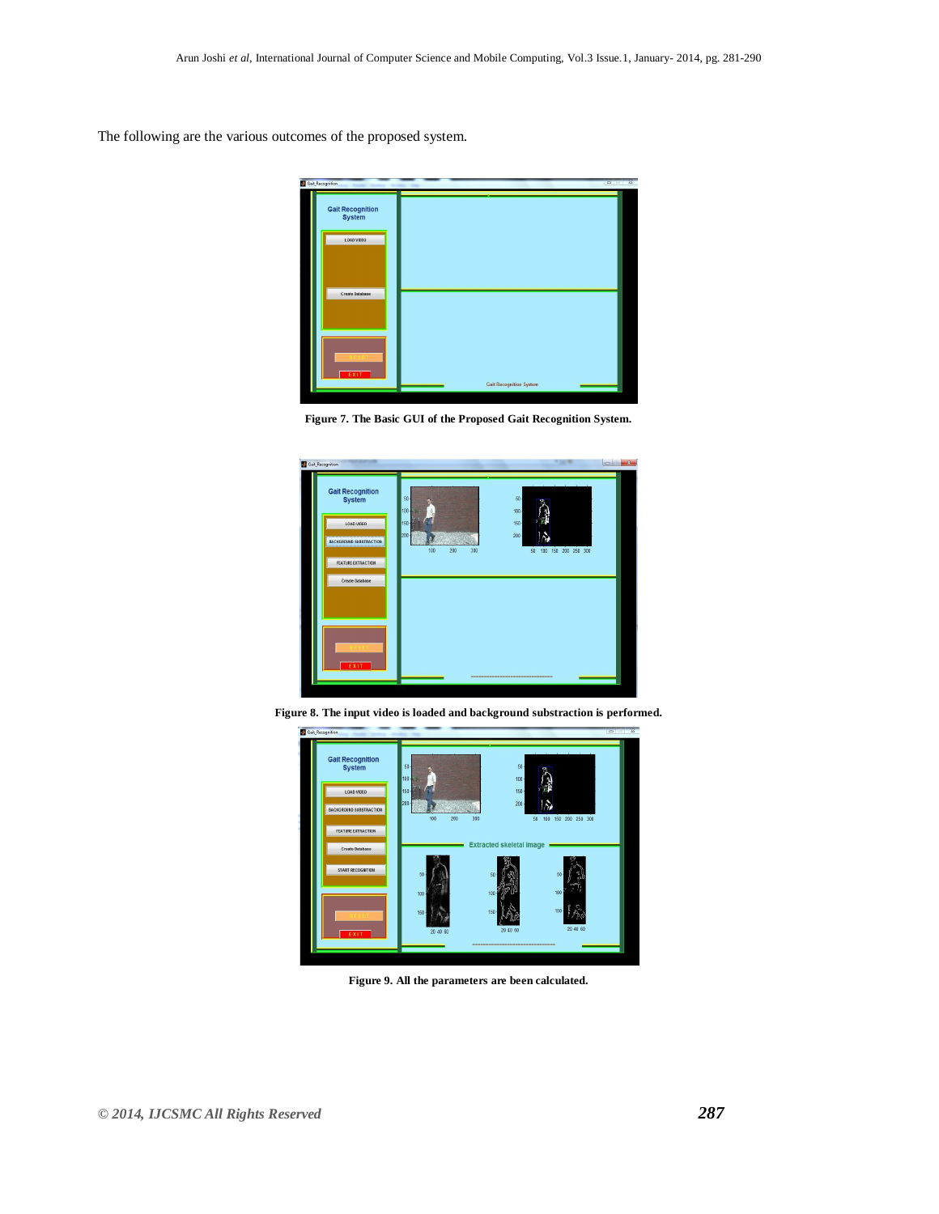The following are the various outcomes of the proposed system.

**Figure 7. The Basic GUI of the Proposed Gait Recognition System.**

**Figure 8. The input video is loaded and background substraction is performed.**

**Figure 9. All the parameters are been calculated.**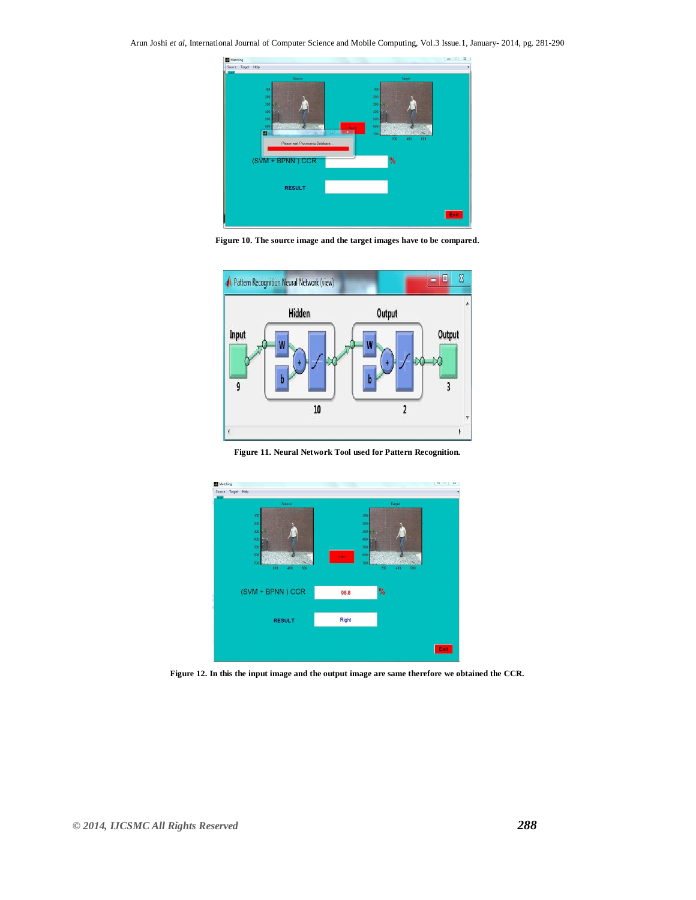Figure 10. The source image and the target images have to be compared.

Figure 11. Neural Network Tool used for Pattern Recognition.

Figure 12. In this the input image and the output image are same therefore we obtained the CCR.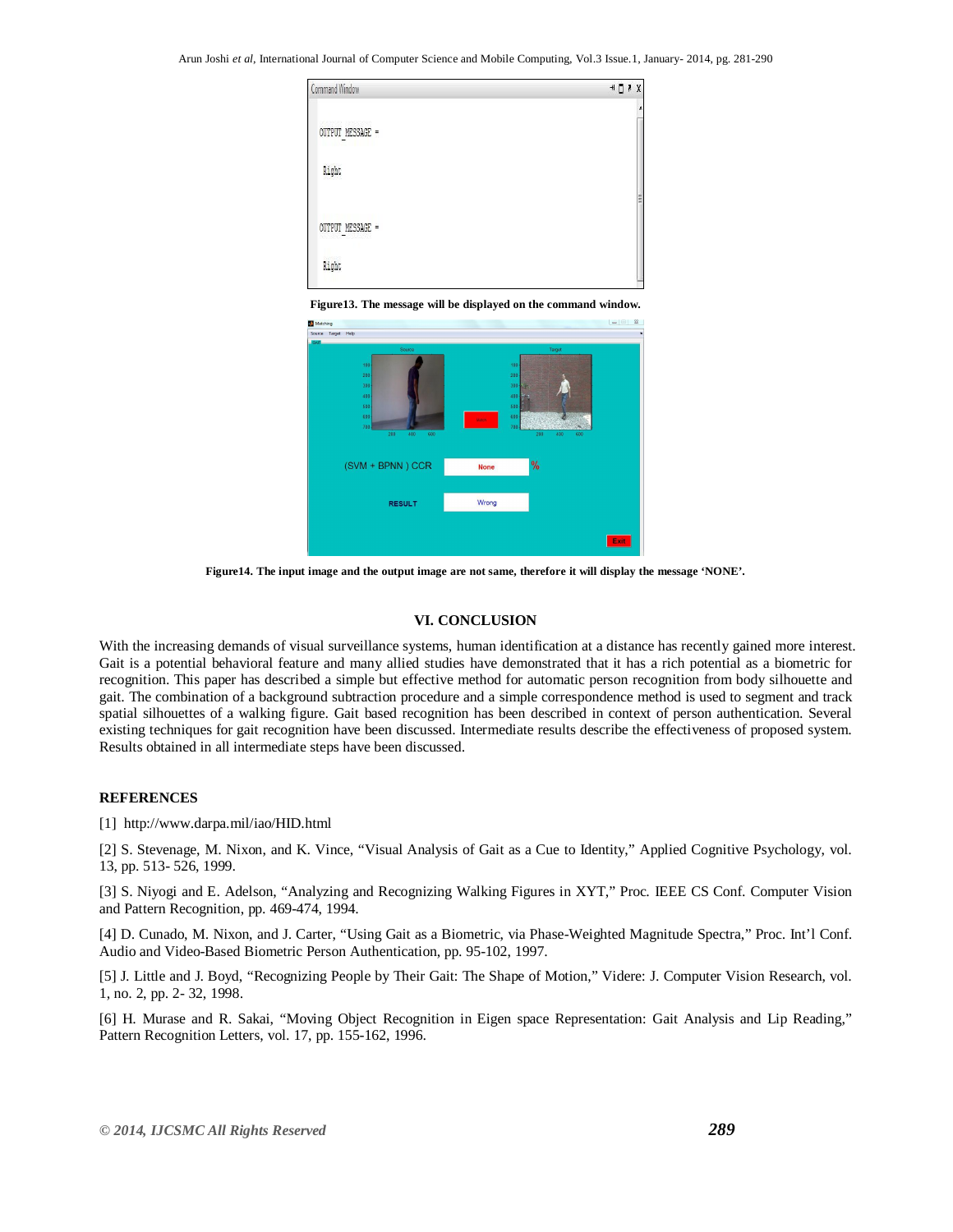Figure13. The message will be displayed on the command window.

Figure14. The input image and the output image are not same, therefore it will display the message 'NONE'.

## VI. CONCLUSION

With the increasing demands of visual surveillance systems, human identification at a distance has recently gained more interest. Gait is a potential behavioral feature and many allied studies have demonstrated that it has a rich potential as a biometric for recognition. This paper has described a simple but effective method for automatic person recognition from body silhouette and gait. The combination of a background subtraction procedure and a simple correspondence method is used to segment and track spatial silhouettes of a walking figure. Gait based recognition has been described in context of person authentication. Several existing techniques for gait recognition have been discussed. Intermediate results describe the effectiveness of proposed system. Results obtained in all intermediate steps have been discussed.

## REFERENCES

[1] http://www.darpa.mil/iao/HID.html

[2] S. Stevenage, M. Nixon, and K. Vince, "Visual Analysis of Gait as a Cue to Identity," Applied Cognitive Psychology, vol. 13, pp. 513- 526, 1999.

[3] S. Niyogi and E. Adelson, "Analyzing and Recognizing Walking Figures in XYT," Proc. IEEE CS Conf. Computer Vision and Pattern Recognition, pp. 469-474, 1994.

[4] D. Cunado, M. Nixon, and J. Carter, "Using Gait as a Biometric, via Phase-Weighted Magnitude Spectra," Proc. Int'l Conf. Audio and Video-Based Biometric Person Authentication, pp. 95-102, 1997.

[5] J. Little and J. Boyd, "Recognizing People by Their Gait: The Shape of Motion," Videre: J. Computer Vision Research, vol. 1, no. 2, pp. 2- 32, 1998.

[6] H. Murase and R. Sakai, "Moving Object Recognition in Eigen space Representation: Gait Analysis and Lip Reading," Pattern Recognition Letters, vol. 17, pp. 155-162, 1996.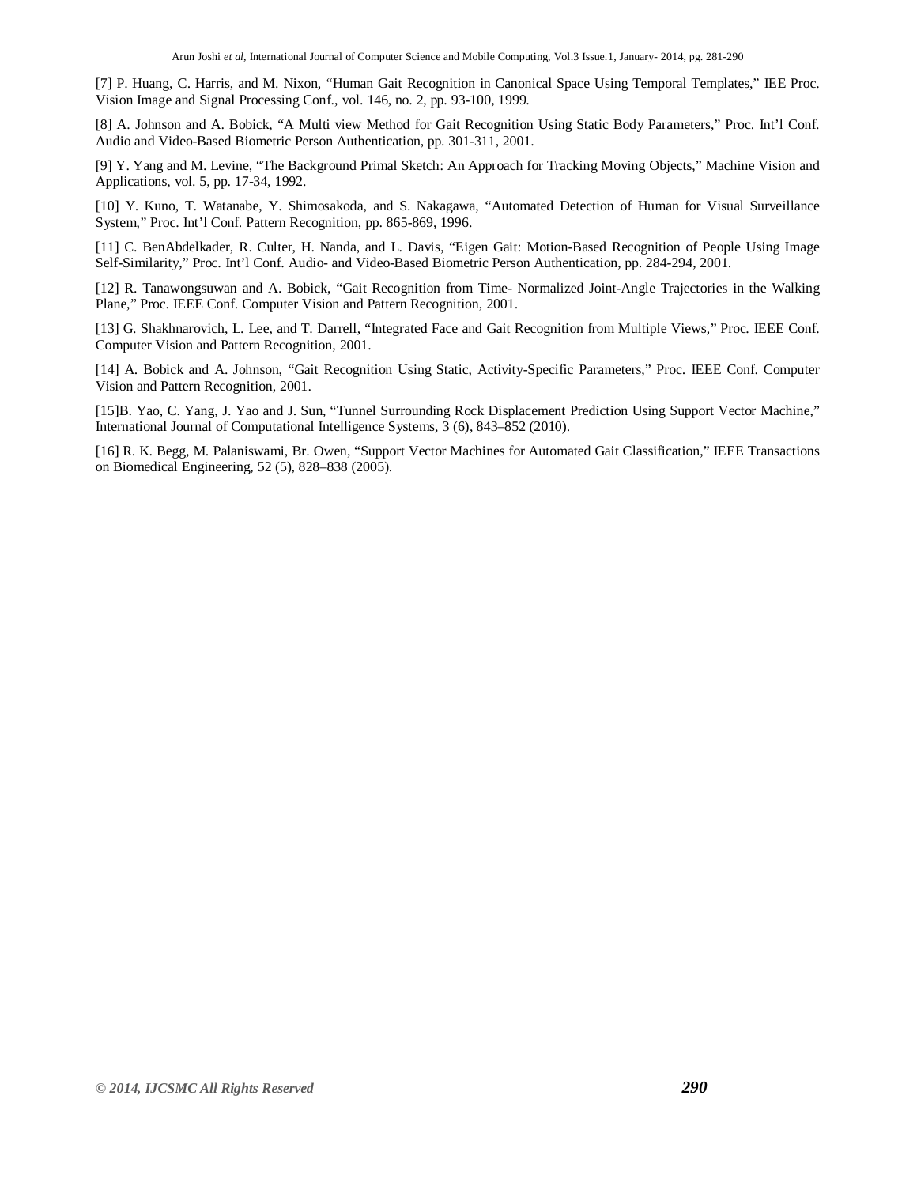[7] P. Huang, C. Harris, and M. Nixon, “Human Gait Recognition in Canonical Space Using Temporal Templates,” IEE Proc. Vision Image and Signal Processing Conf., vol. 146, no. 2, pp. 93-100, 1999.

[8] A. Johnson and A. Bobick, “A Multi view Method for Gait Recognition Using Static Body Parameters,” Proc. Int’l Conf. Audio and Video-Based Biometric Person Authentication, pp. 301-311, 2001.

[9] Y. Yang and M. Levine, “The Background Primal Sketch: An Approach for Tracking Moving Objects,” Machine Vision and Applications, vol. 5, pp. 17-34, 1992.

[10] Y. Kuno, T. Watanabe, Y. Shimosakoda, and S. Nakagawa, “Automated Detection of Human for Visual Surveillance System,” Proc. Int’l Conf. Pattern Recognition, pp. 865-869, 1996.

[11] C. BenAbdelkader, R. Culter, H. Nanda, and L. Davis, “Eigen Gait: Motion-Based Recognition of People Using Image Self-Similarity,” Proc. Int’l Conf. Audio- and Video-Based Biometric Person Authentication, pp. 284-294, 2001.

[12] R. Tanawongsuwan and A. Bobick, “Gait Recognition from Time- Normalized Joint-Angle Trajectories in the Walking Plane,” Proc. IEEE Conf. Computer Vision and Pattern Recognition, 2001.

[13] G. Shakhnarovich, L. Lee, and T. Darrell, “Integrated Face and Gait Recognition from Multiple Views,” Proc. IEEE Conf. Computer Vision and Pattern Recognition, 2001.

[14] A. Bobick and A. Johnson, “Gait Recognition Using Static, Activity-Specific Parameters,” Proc. IEEE Conf. Computer Vision and Pattern Recognition, 2001.

[15]B. Yao, C. Yang, J. Yao and J. Sun, “Tunnel Surrounding Rock Displacement Prediction Using Support Vector Machine,” International Journal of Computational Intelligence Systems, 3 (6), 843–852 (2010).

[16] R. K. Begg, M. Palaniswami, Br. Owen, “Support Vector Machines for Automated Gait Classification,” IEEE Transactions on Biomedical Engineering, 52 (5), 828–838 (2005).